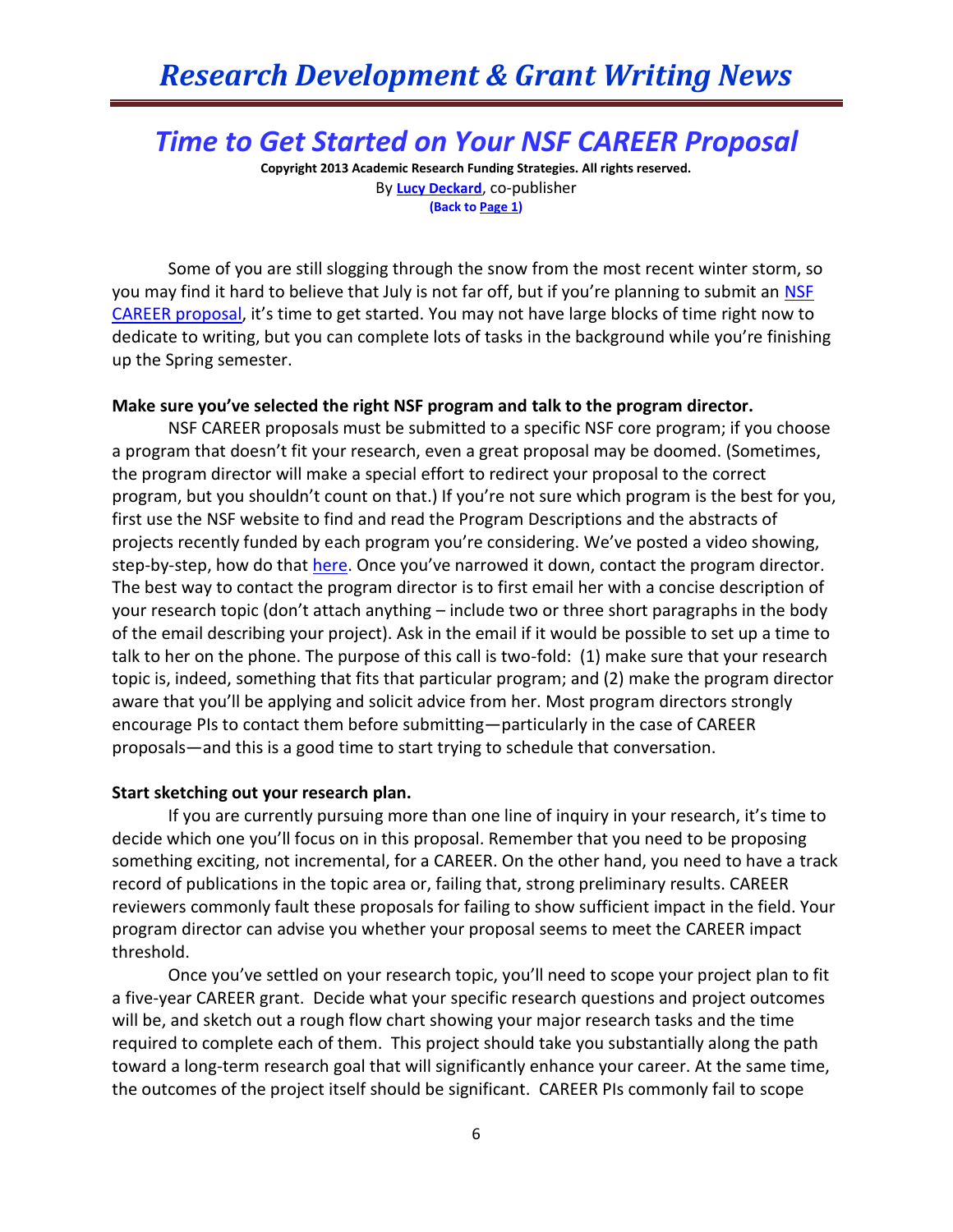# *Time to Get Started on Your NSF CAREER Proposal*

**Copyright 2013 Academic Research Funding Strategies. All rights reserved.**
By **Lucy Deckard**, co-publisher
**(Back to Page 1)**

Some of you are still slogging through the snow from the most recent winter storm, so you may find it hard to believe that July is not far off, but if you're planning to submit an NSF CAREER proposal, it's time to get started. You may not have large blocks of time right now to dedicate to writing, but you can complete lots of tasks in the background while you're finishing up the Spring semester.

**Make sure you've selected the right NSF program and talk to the program director.**

NSF CAREER proposals must be submitted to a specific NSF core program; if you choose a program that doesn't fit your research, even a great proposal may be doomed. (Sometimes, the program director will make a special effort to redirect your proposal to the correct program, but you shouldn't count on that.) If you're not sure which program is the best for you, first use the NSF website to find and read the Program Descriptions and the abstracts of projects recently funded by each program you're considering. We've posted a video showing, step-by-step, how do that here. Once you've narrowed it down, contact the program director. The best way to contact the program director is to first email her with a concise description of your research topic (don't attach anything – include two or three short paragraphs in the body of the email describing your project). Ask in the email if it would be possible to set up a time to talk to her on the phone. The purpose of this call is two-fold: (1) make sure that your research topic is, indeed, something that fits that particular program; and (2) make the program director aware that you'll be applying and solicit advice from her. Most program directors strongly encourage PIs to contact them before submitting—particularly in the case of CAREER proposals—and this is a good time to start trying to schedule that conversation.

**Start sketching out your research plan.**

If you are currently pursuing more than one line of inquiry in your research, it's time to decide which one you'll focus on in this proposal. Remember that you need to be proposing something exciting, not incremental, for a CAREER. On the other hand, you need to have a track record of publications in the topic area or, failing that, strong preliminary results. CAREER reviewers commonly fault these proposals for failing to show sufficient impact in the field. Your program director can advise you whether your proposal seems to meet the CAREER impact threshold.

Once you've settled on your research topic, you'll need to scope your project plan to fit a five-year CAREER grant. Decide what your specific research questions and project outcomes will be, and sketch out a rough flow chart showing your major research tasks and the time required to complete each of them. This project should take you substantially along the path toward a long-term research goal that will significantly enhance your career. At the same time, the outcomes of the project itself should be significant. CAREER PIs commonly fail to scope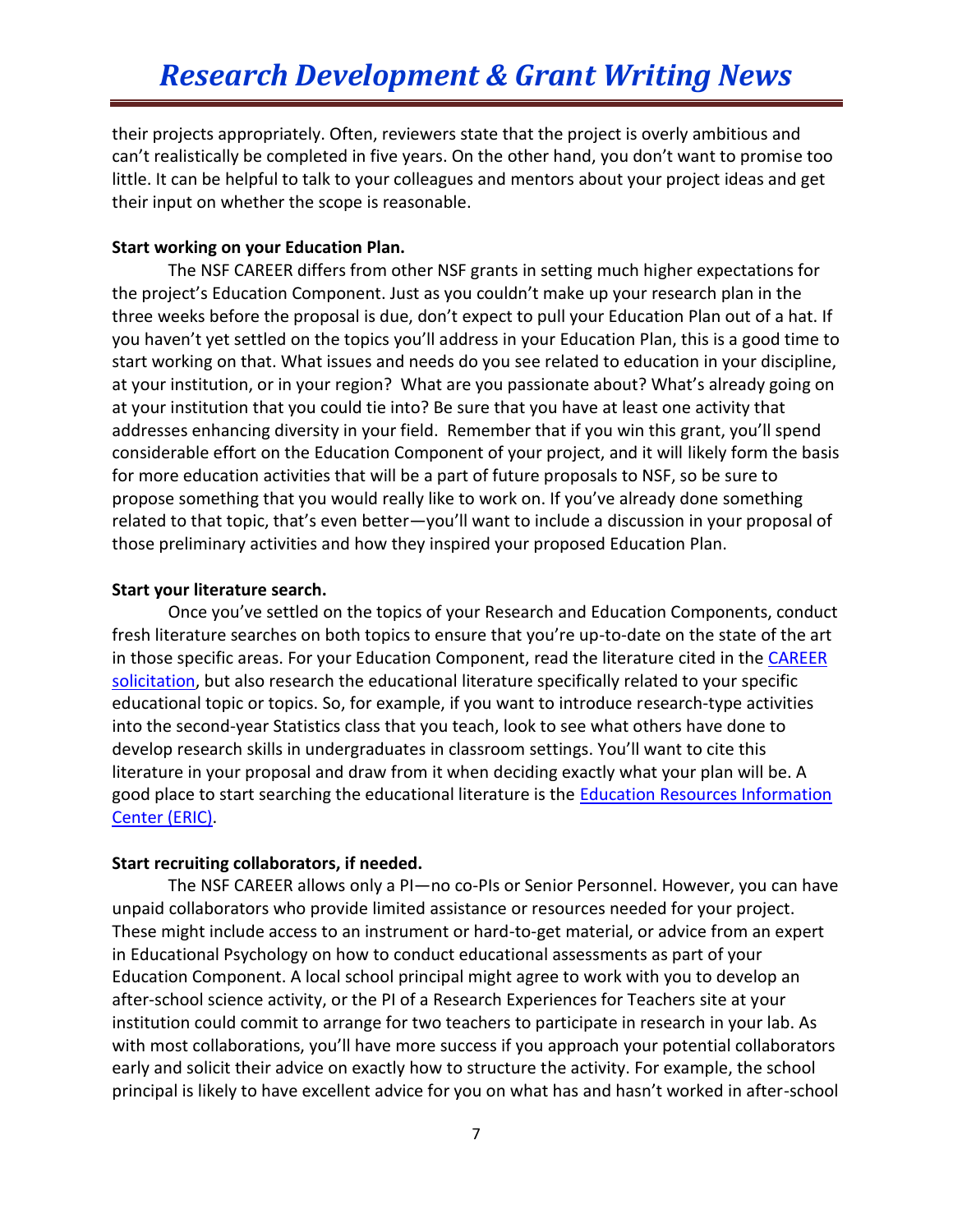their projects appropriately. Often, reviewers state that the project is overly ambitious and can't realistically be completed in five years. On the other hand, you don't want to promise too little. It can be helpful to talk to your colleagues and mentors about your project ideas and get their input on whether the scope is reasonable.

**Start working on your Education Plan.**

The NSF CAREER differs from other NSF grants in setting much higher expectations for the project's Education Component. Just as you couldn't make up your research plan in the three weeks before the proposal is due, don't expect to pull your Education Plan out of a hat. If you haven't yet settled on the topics you'll address in your Education Plan, this is a good time to start working on that. What issues and needs do you see related to education in your discipline, at your institution, or in your region? What are you passionate about? What's already going on at your institution that you could tie into? Be sure that you have at least one activity that addresses enhancing diversity in your field. Remember that if you win this grant, you'll spend considerable effort on the Education Component of your project, and it will likely form the basis for more education activities that will be a part of future proposals to NSF, so be sure to propose something that you would really like to work on. If you've already done something related to that topic, that's even better—you'll want to include a discussion in your proposal of those preliminary activities and how they inspired your proposed Education Plan.

**Start your literature search.**

Once you've settled on the topics of your Research and Education Components, conduct fresh literature searches on both topics to ensure that you're up-to-date on the state of the art in those specific areas. For your Education Component, read the literature cited in the CAREER solicitation, but also research the educational literature specifically related to your specific educational topic or topics. So, for example, if you want to introduce research-type activities into the second-year Statistics class that you teach, look to see what others have done to develop research skills in undergraduates in classroom settings. You'll want to cite this literature in your proposal and draw from it when deciding exactly what your plan will be. A good place to start searching the educational literature is the Education Resources Information Center (ERIC).

**Start recruiting collaborators, if needed.**

The NSF CAREER allows only a PI—no co-PIs or Senior Personnel. However, you can have unpaid collaborators who provide limited assistance or resources needed for your project. These might include access to an instrument or hard-to-get material, or advice from an expert in Educational Psychology on how to conduct educational assessments as part of your Education Component. A local school principal might agree to work with you to develop an after-school science activity, or the PI of a Research Experiences for Teachers site at your institution could commit to arrange for two teachers to participate in research in your lab. As with most collaborations, you'll have more success if you approach your potential collaborators early and solicit their advice on exactly how to structure the activity. For example, the school principal is likely to have excellent advice for you on what has and hasn't worked in after-school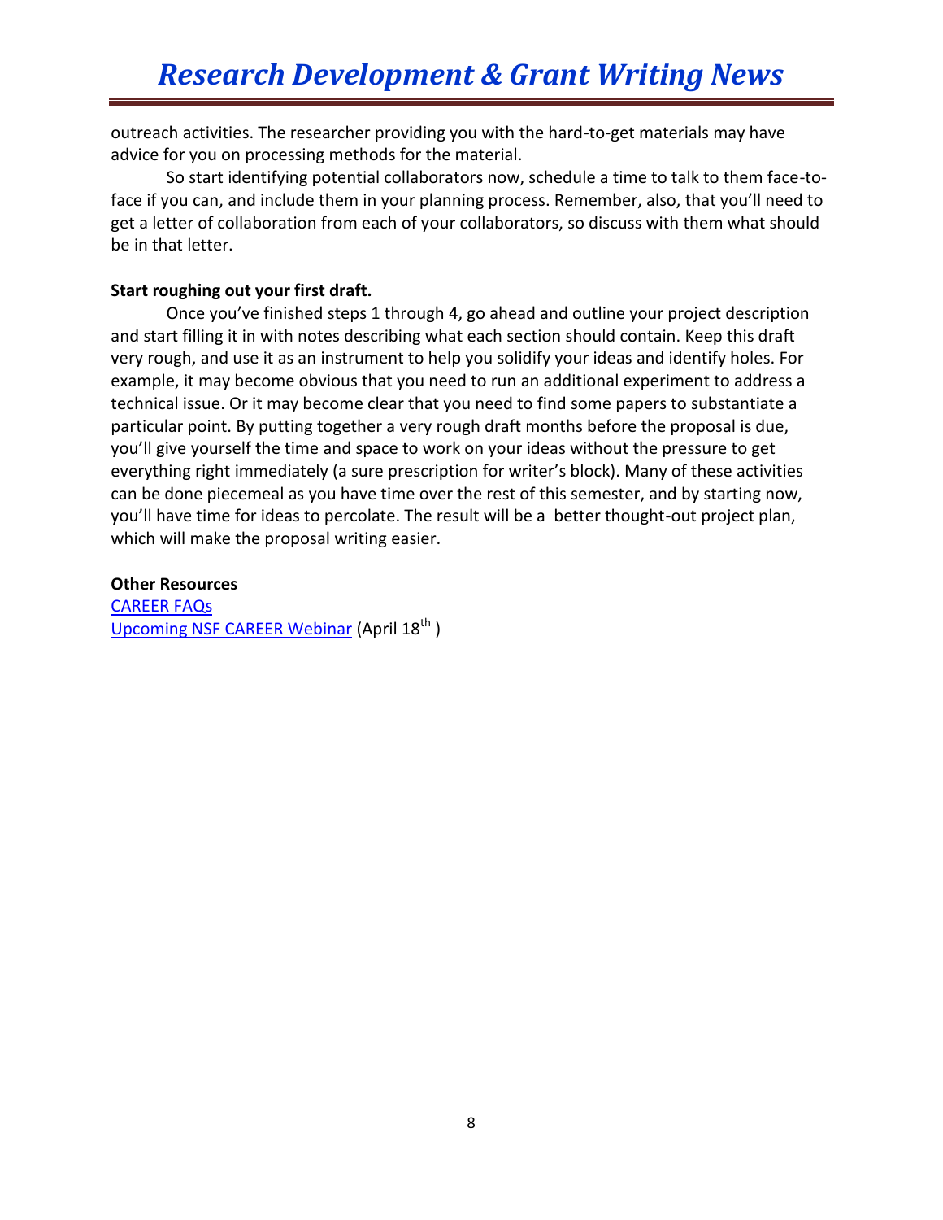outreach activities. The researcher providing you with the hard-to-get materials may have advice for you on processing methods for the material.

So start identifying potential collaborators now, schedule a time to talk to them face-to-face if you can, and include them in your planning process. Remember, also, that you'll need to get a letter of collaboration from each of your collaborators, so discuss with them what should be in that letter.

**Start roughing out your first draft.**

Once you've finished steps 1 through 4, go ahead and outline your project description and start filling it in with notes describing what each section should contain. Keep this draft very rough, and use it as an instrument to help you solidify your ideas and identify holes. For example, it may become obvious that you need to run an additional experiment to address a technical issue. Or it may become clear that you need to find some papers to substantiate a particular point. By putting together a very rough draft months before the proposal is due, you'll give yourself the time and space to work on your ideas without the pressure to get everything right immediately (a sure prescription for writer's block). Many of these activities can be done piecemeal as you have time over the rest of this semester, and by starting now, you'll have time for ideas to percolate. The result will be a better thought-out project plan, which will make the proposal writing easier.

**Other Resources**

CAREER FAQs
Upcoming NSF CAREER Webinar (April 18th )